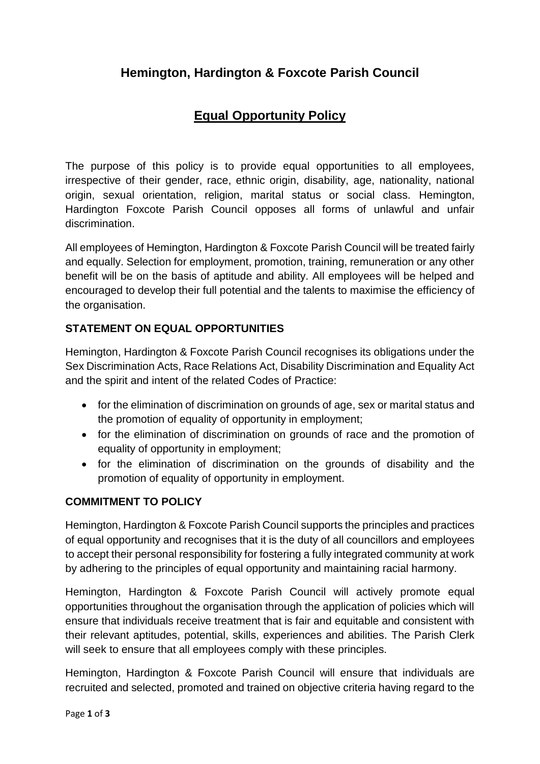# Hemington, Hardington & Foxcote Parish Council

## Equal Opportunity Policy

The purpose of this policy is to provide equal opportunities to all employees, irrespective of their gender, race, ethnic origin, disability, age, nationality, national origin, sexual orientation, religion, marital status or social class. Hemington, Hardington Foxcote Parish Council opposes all forms of unlawful and unfair discrimination.

All employees of Hemington, Hardington & Foxcote Parish Council will be treated fairly and equally. Selection for employment, promotion, training, remuneration or any other benefit will be on the basis of aptitude and ability. All employees will be helped and encouraged to develop their full potential and the talents to maximise the efficiency of the organisation.

### STATEMENT ON EQUAL OPPORTUNITIES

Hemington, Hardington & Foxcote Parish Council recognises its obligations under the Sex Discrimination Acts, Race Relations Act, Disability Discrimination and Equality Act and the spirit and intent of the related Codes of Practice:

- for the elimination of discrimination on grounds of age, sex or marital status and the promotion of equality of opportunity in employment;
- for the elimination of discrimination on grounds of race and the promotion of equality of opportunity in employment;
- for the elimination of discrimination on the grounds of disability and the promotion of equality of opportunity in employment.

### COMMITMENT TO POLICY

Hemington, Hardington & Foxcote Parish Council supports the principles and practices of equal opportunity and recognises that it is the duty of all councillors and employees to accept their personal responsibility for fostering a fully integrated community at work by adhering to the principles of equal opportunity and maintaining racial harmony.

Hemington, Hardington & Foxcote Parish Council will actively promote equal opportunities throughout the organisation through the application of policies which will ensure that individuals receive treatment that is fair and equitable and consistent with their relevant aptitudes, potential, skills, experiences and abilities. The Parish Clerk will seek to ensure that all employees comply with these principles.

Hemington, Hardington & Foxcote Parish Council will ensure that individuals are recruited and selected, promoted and trained on objective criteria having regard to the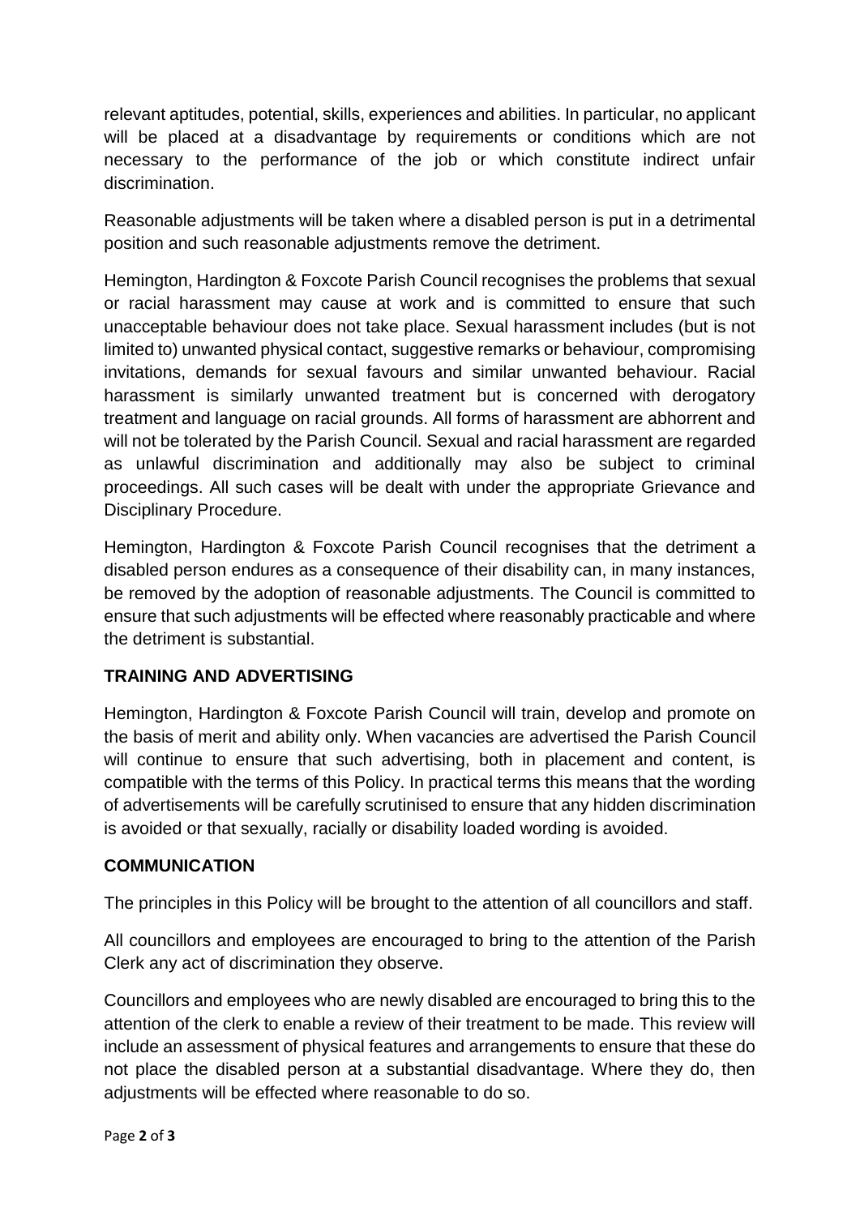relevant aptitudes, potential, skills, experiences and abilities. In particular, no applicant will be placed at a disadvantage by requirements or conditions which are not necessary to the performance of the job or which constitute indirect unfair discrimination.

Reasonable adjustments will be taken where a disabled person is put in a detrimental position and such reasonable adjustments remove the detriment.

Hemington, Hardington & Foxcote Parish Council recognises the problems that sexual or racial harassment may cause at work and is committed to ensure that such unacceptable behaviour does not take place. Sexual harassment includes (but is not limited to) unwanted physical contact, suggestive remarks or behaviour, compromising invitations, demands for sexual favours and similar unwanted behaviour. Racial harassment is similarly unwanted treatment but is concerned with derogatory treatment and language on racial grounds. All forms of harassment are abhorrent and will not be tolerated by the Parish Council. Sexual and racial harassment are regarded as unlawful discrimination and additionally may also be subject to criminal proceedings. All such cases will be dealt with under the appropriate Grievance and Disciplinary Procedure.

Hemington, Hardington & Foxcote Parish Council recognises that the detriment a disabled person endures as a consequence of their disability can, in many instances, be removed by the adoption of reasonable adjustments. The Council is committed to ensure that such adjustments will be effected where reasonably practicable and where the detriment is substantial.

**TRAINING AND ADVERTISING**

Hemington, Hardington & Foxcote Parish Council will train, develop and promote on the basis of merit and ability only. When vacancies are advertised the Parish Council will continue to ensure that such advertising, both in placement and content, is compatible with the terms of this Policy. In practical terms this means that the wording of advertisements will be carefully scrutinised to ensure that any hidden discrimination is avoided or that sexually, racially or disability loaded wording is avoided.

**COMMUNICATION**

The principles in this Policy will be brought to the attention of all councillors and staff.

All councillors and employees are encouraged to bring to the attention of the Parish Clerk any act of discrimination they observe.

Councillors and employees who are newly disabled are encouraged to bring this to the attention of the clerk to enable a review of their treatment to be made. This review will include an assessment of physical features and arrangements to ensure that these do not place the disabled person at a substantial disadvantage. Where they do, then adjustments will be effected where reasonable to do so.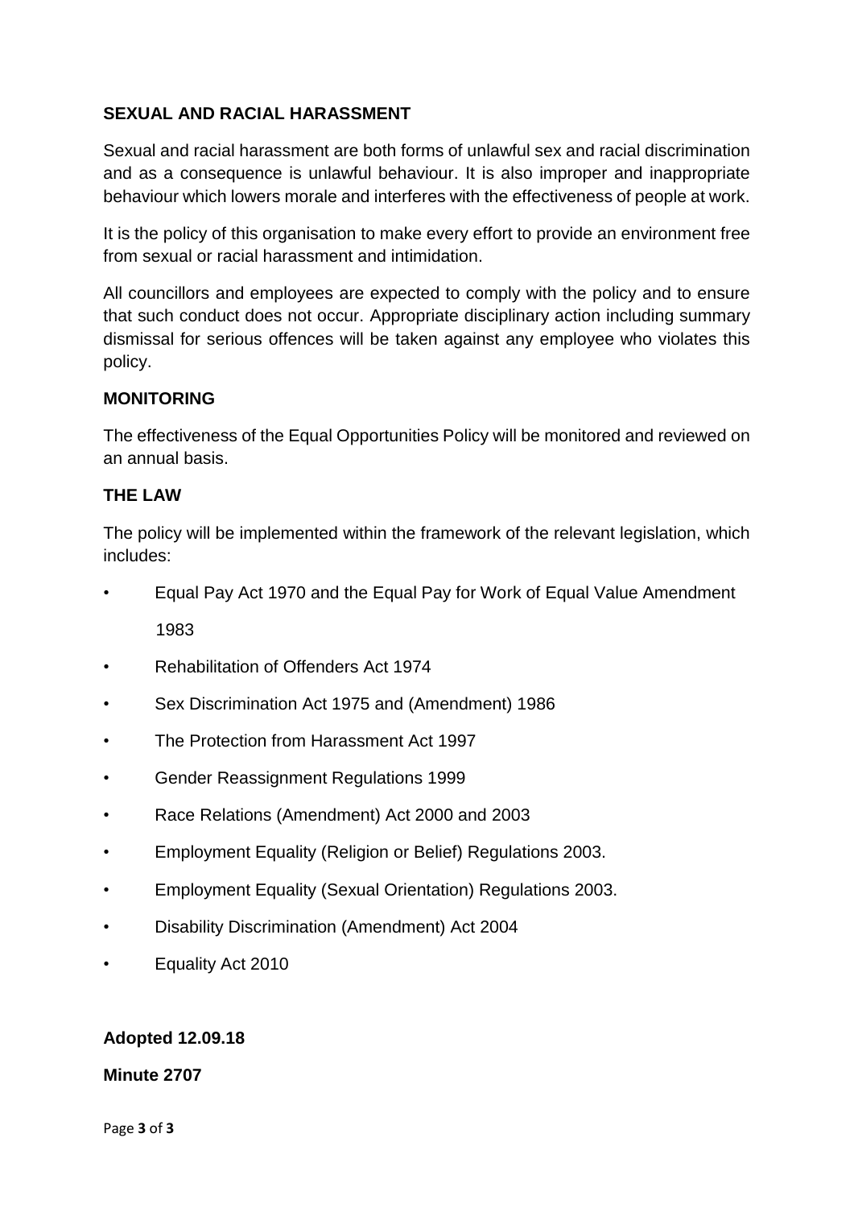## SEXUAL AND RACIAL HARASSMENT

Sexual and racial harassment are both forms of unlawful sex and racial discrimination and as a consequence is unlawful behaviour. It is also improper and inappropriate behaviour which lowers morale and interferes with the effectiveness of people at work.

It is the policy of this organisation to make every effort to provide an environment free from sexual or racial harassment and intimidation.

All councillors and employees are expected to comply with the policy and to ensure that such conduct does not occur. Appropriate disciplinary action including summary dismissal for serious offences will be taken against any employee who violates this policy.

## MONITORING

The effectiveness of the Equal Opportunities Policy will be monitored and reviewed on an annual basis.

## THE LAW

The policy will be implemented within the framework of the relevant legislation, which includes:

- Equal Pay Act 1970 and the Equal Pay for Work of Equal Value Amendment 1983
- Rehabilitation of Offenders Act 1974
- Sex Discrimination Act 1975 and (Amendment) 1986
- The Protection from Harassment Act 1997
- Gender Reassignment Regulations 1999
- Race Relations (Amendment) Act 2000 and 2003
- Employment Equality (Religion or Belief) Regulations 2003.
- Employment Equality (Sexual Orientation) Regulations 2003.
- Disability Discrimination (Amendment) Act 2004
- Equality Act 2010

**Adopted 12.09.18**

**Minute 2707**